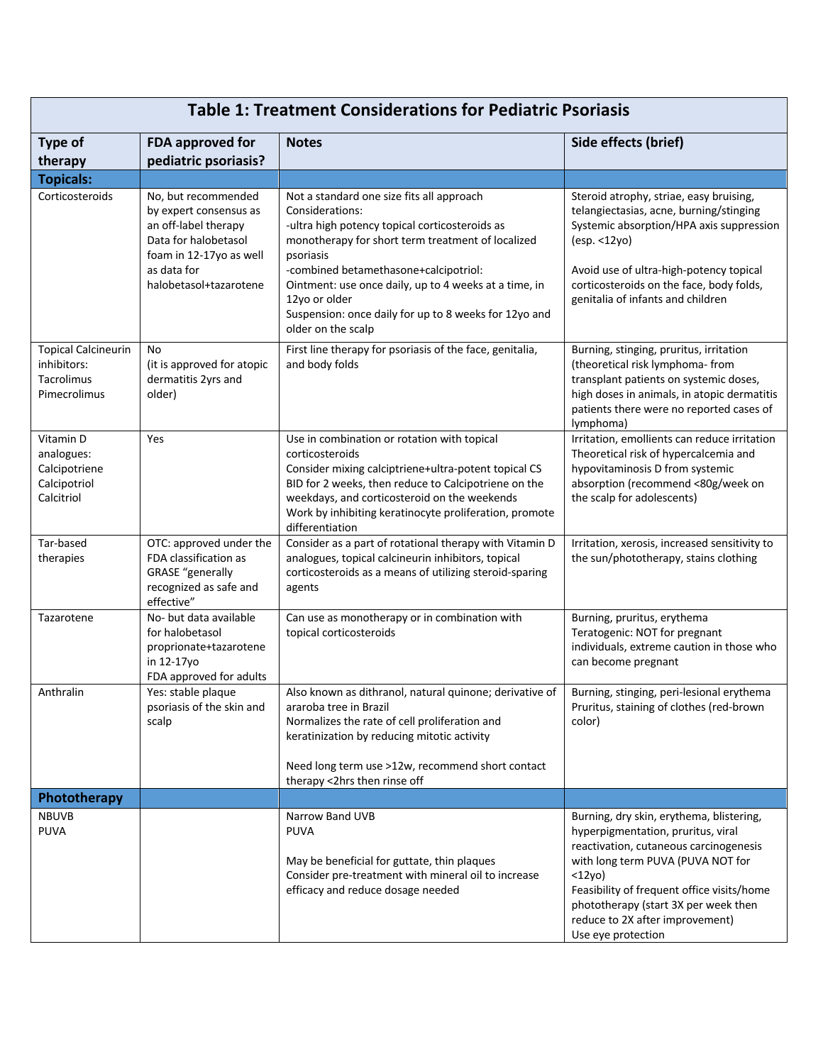# Table 1: Treatment Considerations for Pediatric Psoriasis

| Type of therapy | FDA approved for pediatric psoriasis? | Notes | Side effects (brief) |
|---|---|---|---|
| **Topicals:** | | | |
| Corticosteroids | No, but recommended by expert consensus as an off-label therapy<br>Data for halobetasol foam in 12-17yo as well as data for halobetasol+tazarotene | Not a standard one size fits all approach<br>Considerations:<br>-ultra high potency topical corticosteroids as monotherapy for short term treatment of localized psoriasis<br>-combined betamethasone+calcipotriol:<br>Ointment: use once daily, up to 4 weeks at a time, in 12yo or older<br>Suspension: once daily for up to 8 weeks for 12yo and older on the scalp | Steroid atrophy, striae, easy bruising, telangiectasias, acne, burning/stinging<br>Systemic absorption/HPA axis suppression (esp. <12yo)<br><br>Avoid use of ultra-high-potency topical corticosteroids on the face, body folds, genitalia of infants and children |
| Topical Calcineurin inhibitors:<br>Tacrolimus<br>Pimecrolimus | No<br>(it is approved for atopic dermatitis 2yrs and older) | First line therapy for psoriasis of the face, genitalia, and body folds | Burning, stinging, pruritus, irritation<br>(theoretical risk lymphoma- from transplant patients on systemic doses, high doses in animals, in atopic dermatitis patients there were no reported cases of lymphoma) |
| Vitamin D analogues:<br>Calcipotriene<br>Calcipotriol<br>Calcitriol | Yes | Use in combination or rotation with topical corticosteroids<br>Consider mixing calciptriene+ultra-potent topical CS BID for 2 weeks, then reduce to Calcipotriene on the weekdays, and corticosteroid on the weekends<br>Work by inhibiting keratinocyte proliferation, promote differentiation | Irritation, emollients can reduce irritation<br>Theoretical risk of hypercalcemia and hypovitaminosis D from systemic absorption (recommend <80g/week on the scalp for adolescents) |
| Tar-based therapies | OTC: approved under the FDA classification as GRASE "generally recognized as safe and effective" | Consider as a part of rotational therapy with Vitamin D analogues, topical calcineurin inhibitors, topical corticosteroids as a means of utilizing steroid-sparing agents | Irritation, xerosis, increased sensitivity to the sun/phototherapy, stains clothing |
| Tazarotene | No- but data available for halobetasol proprionate+tazarotene in 12-17yo<br>FDA approved for adults | Can use as monotherapy or in combination with topical corticosteroids | Burning, pruritus, erythema<br>Teratogenic: NOT for pregnant individuals, extreme caution in those who can become pregnant |
| Anthralin | Yes: stable plaque psoriasis of the skin and scalp | Also known as dithranol, natural quinone; derivative of araroba tree in Brazil<br>Normalizes the rate of cell proliferation and keratinization by reducing mitotic activity<br><br>Need long term use >12w, recommend short contact therapy <2hrs then rinse off | Burning, stinging, peri-lesional erythema<br>Pruritus, staining of clothes (red-brown color) |
| **Phototherapy** | | | |
| NBUVB<br>PUVA | | Narrow Band UVB<br>PUVA<br><br>May be beneficial for guttate, thin plaques<br>Consider pre-treatment with mineral oil to increase efficacy and reduce dosage needed | Burning, dry skin, erythema, blistering, hyperpigmentation, pruritus, viral reactivation, cutaneous carcinogenesis with long term PUVA (PUVA NOT for <12yo)<br>Feasibility of frequent office visits/home phototherapy (start 3X per week then reduce to 2X after improvement)<br>Use eye protection |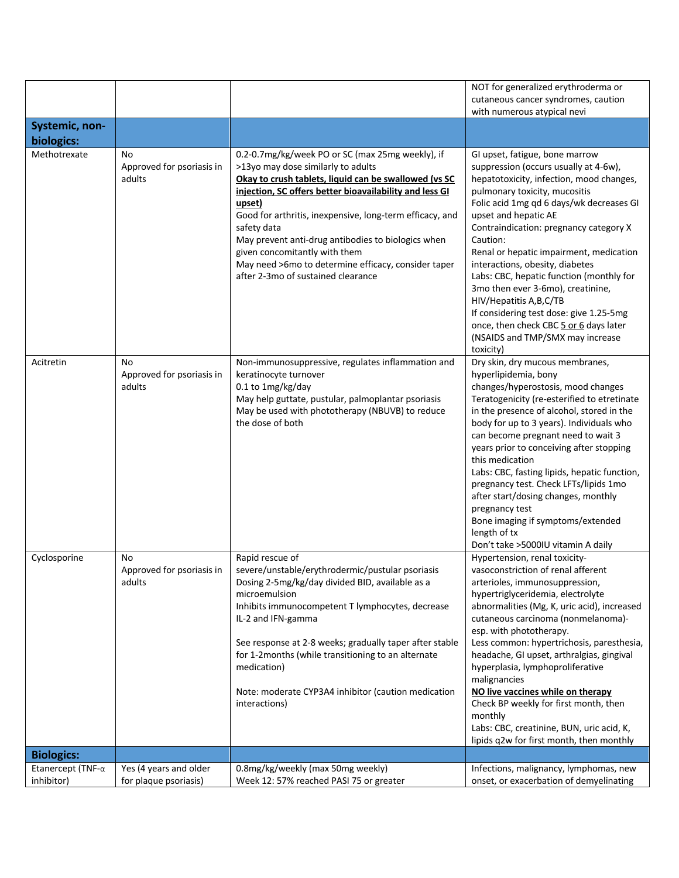|  |  |  | NOT for generalized erythroderma or cutaneous cancer syndromes, caution with numerous atypical nevi |
|---|---|---|---|
| **Systemic, non-biologics:** |  |  |  |
| Methotrexate | No<br>Approved for psoriasis in adults | 0.2-0.7mg/kg/week PO or SC (max 25mg weekly), if >13yo may dose similarly to adults<br>**<u>Okay to crush tablets, liquid can be swallowed (vs SC injection, SC offers better bioavailability and less GI upset)</u>**<br>Good for arthritis, inexpensive, long-term efficacy, and safety data<br>May prevent anti-drug antibodies to biologics when given concomitantly with them<br>May need >6mo to determine efficacy, consider taper after 2-3mo of sustained clearance | GI upset, fatigue, bone marrow suppression (occurs usually at 4-6w), hepatotoxicity, infection, mood changes, pulmonary toxicity, mucositis<br>Folic acid 1mg qd 6 days/wk decreases GI upset and hepatic AE<br>Contraindication: pregnancy category X<br>Caution:<br>Renal or hepatic impairment, medication interactions, obesity, diabetes<br>Labs: CBC, hepatic function (monthly for 3mo then ever 3-6mo), creatinine, HIV/Hepatitis A,B,C/TB<br>If considering test dose: give 1.25-5mg once, then check CBC <u>5 or 6</u> days later (NSAIDS and TMP/SMX may increase toxicity) |
| Acitretin | No<br>Approved for psoriasis in adults | Non-immunosuppressive, regulates inflammation and keratinocyte turnover<br>0.1 to 1mg/kg/day<br>May help guttate, pustular, palmoplantar psoriasis<br>May be used with phototherapy (NBUVB) to reduce the dose of both | Dry skin, dry mucous membranes, hyperlipidemia, bony changes/hyperostosis, mood changes<br>Teratogenicity (re-esterified to etretinate in the presence of alcohol, stored in the body for up to 3 years). Individuals who can become pregnant need to wait 3 years prior to conceiving after stopping this medication<br>Labs: CBC, fasting lipids, hepatic function, pregnancy test. Check LFTs/lipids 1mo after start/dosing changes, monthly pregnancy test<br>Bone imaging if symptoms/extended length of tx<br>Don't take >5000IU vitamin A daily |
| Cyclosporine | No<br>Approved for psoriasis in adults | Rapid rescue of severe/unstable/erythrodermic/pustular psoriasis<br>Dosing 2-5mg/kg/day divided BID, available as a microemulsion<br>Inhibits immunocompetent T lymphocytes, decrease IL-2 and IFN-gamma<br><br>See response at 2-8 weeks; gradually taper after stable for 1-2months (while transitioning to an alternate medication)<br><br>Note: moderate CYP3A4 inhibitor (caution medication interactions) | Hypertension, renal toxicity- vasoconstriction of renal afferent arterioles, immunosuppression, hypertriglyceridemia, electrolyte abnormalities (Mg, K, uric acid), increased cutaneous carcinoma (nonmelanoma)- esp. with phototherapy.<br>Less common: hypertrichosis, paresthesia, headache, GI upset, arthralgias, gingival hyperplasia, lymphoproliferative malignancies<br>**<u>NO live vaccines while on therapy</u>**<br>Check BP weekly for first month, then monthly<br>Labs: CBC, creatinine, BUN, uric acid, K, lipids q2w for first month, then monthly |
| **Biologics:** |  |  |  |
| Etanercept (TNF-α inhibitor) | Yes (4 years and older for plaque psoriasis) | 0.8mg/kg/weekly (max 50mg weekly)<br>Week 12: 57% reached PASI 75 or greater | Infections, malignancy, lymphomas, new onset, or exacerbation of demyelinating |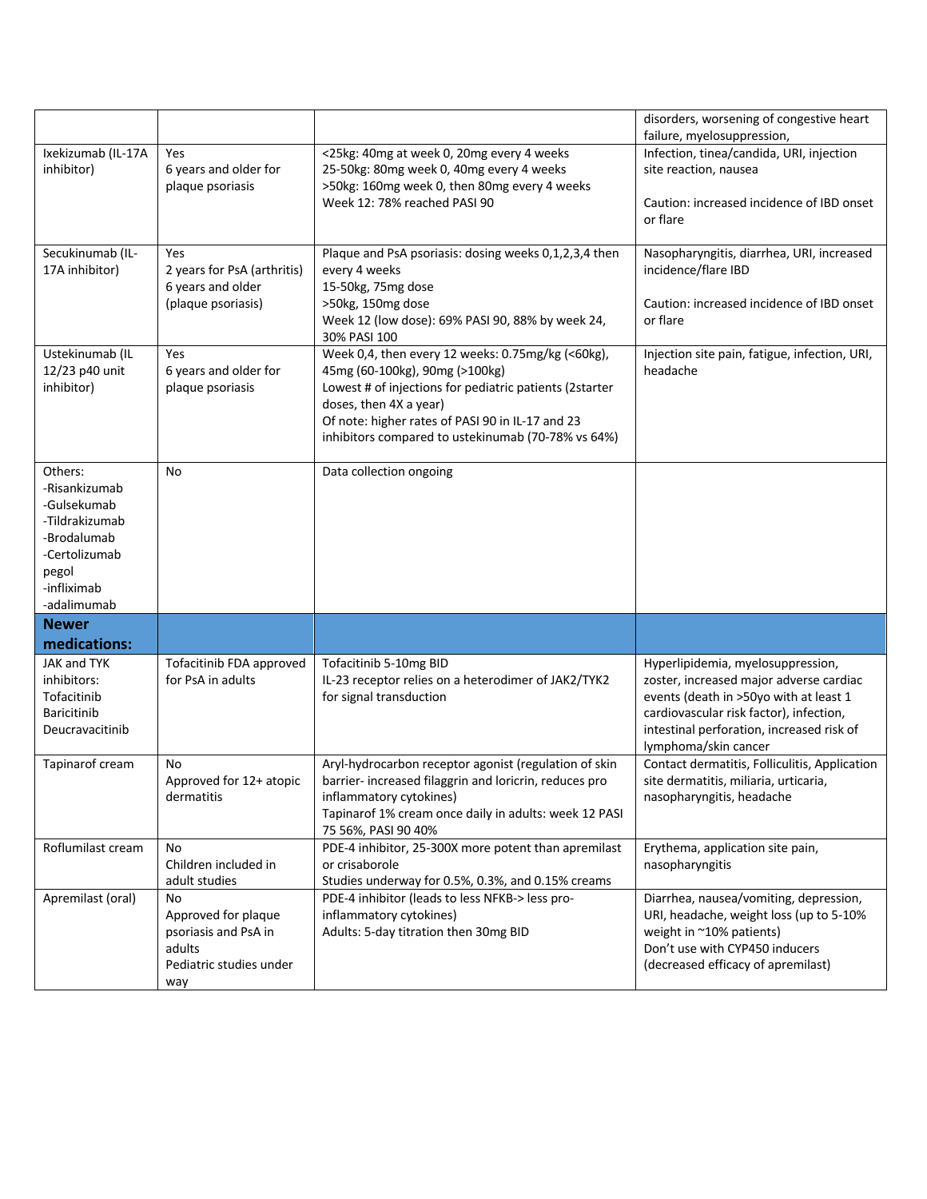| | | | |
|---|---|---|---|
| | | | disorders, worsening of congestive heart failure, myelosuppression, |
| Ixekizumab (IL-17A inhibitor) | Yes<br>6 years and older for plaque psoriasis | <25kg: 40mg at week 0, 20mg every 4 weeks<br>25-50kg: 80mg week 0, 40mg every 4 weeks<br>>50kg: 160mg week 0, then 80mg every 4 weeks<br>Week 12: 78% reached PASI 90 | Infection, tinea/candida, URI, injection site reaction, nausea<br><br>Caution: increased incidence of IBD onset or flare |
| Secukinumab (IL-17A inhibitor) | Yes<br>2 years for PsA (arthritis)<br>6 years and older (plaque psoriasis) | Plaque and PsA psoriasis: dosing weeks 0,1,2,3,4 then every 4 weeks<br>15-50kg, 75mg dose<br>>50kg, 150mg dose<br>Week 12 (low dose): 69% PASI 90, 88% by week 24, 30% PASI 100 | Nasopharyngitis, diarrhea, URI, increased incidence/flare IBD<br><br>Caution: increased incidence of IBD onset or flare |
| Ustekinumab (IL 12/23 p40 unit inhibitor) | Yes<br>6 years and older for plaque psoriasis | Week 0,4, then every 12 weeks: 0.75mg/kg (<60kg), 45mg (60-100kg), 90mg (>100kg)<br>Lowest # of injections for pediatric patients (2starter doses, then 4X a year)<br>Of note: higher rates of PASI 90 in IL-17 and 23 inhibitors compared to ustekinumab (70-78% vs 64%) | Injection site pain, fatigue, infection, URI, headache |
| Others:<br>-Risankizumab<br>-Gulsekumab<br>-Tildrakizumab<br>-Brodalumab<br>-Certolizumab pegol<br>-infliximab<br>-adalimumab | No | Data collection ongoing | |
| **Newer medications:** | | | |
| JAK and TYK inhibitors:<br>Tofacitinib<br>Baricitinib<br>Deucravacitinib | Tofacitinib FDA approved for PsA in adults | Tofacitinib 5-10mg BID<br>IL-23 receptor relies on a heterodimer of JAK2/TYK2 for signal transduction | Hyperlipidemia, myelosuppression, zoster, increased major adverse cardiac events (death in >50yo with at least 1 cardiovascular risk factor), infection, intestinal perforation, increased risk of lymphoma/skin cancer |
| Tapinarof cream | No<br>Approved for 12+ atopic dermatitis | Aryl-hydrocarbon receptor agonist (regulation of skin barrier- increased filaggrin and loricrin, reduces pro inflammatory cytokines)<br>Tapinarof 1% cream once daily in adults: week 12 PASI 75 56%, PASI 90 40% | Contact dermatitis, Folliculitis, Application site dermatitis, miliaria, urticaria, nasopharyngitis, headache |
| Roflumilast cream | No<br>Children included in adult studies | PDE-4 inhibitor, 25-300X more potent than apremilast or crisaborole<br>Studies underway for 0.5%, 0.3%, and 0.15% creams | Erythema, application site pain, nasopharyngitis |
| Apremilast (oral) | No<br>Approved for plaque psoriasis and PsA in adults<br>Pediatric studies under way | PDE-4 inhibitor (leads to less NFKB-> less pro-inflammatory cytokines)<br>Adults: 5-day titration then 30mg BID | Diarrhea, nausea/vomiting, depression, URI, headache, weight loss (up to 5-10% weight in ~10% patients)<br>Don't use with CYP450 inducers (decreased efficacy of apremilast) |